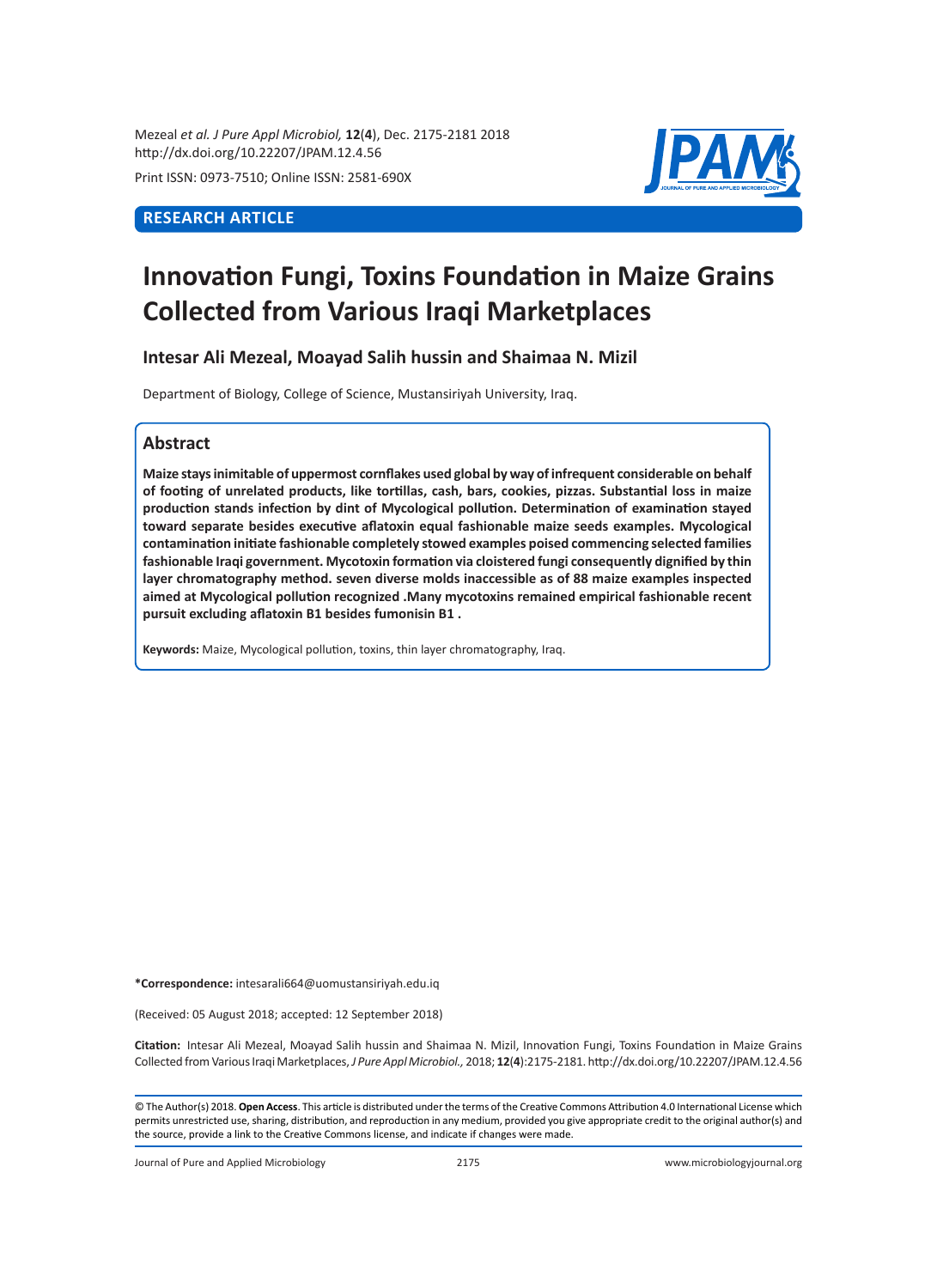Mezeal *et al. J Pure Appl Microbiol,* **12**(**4**), Dec. 2175-2181 2018
http://dx.doi.org/10.22207/JPAM.12.4.56

Print ISSN: 0973-7510; Online ISSN: 2581-690X

**RESEARCH ARTICLE**

# Innovation Fungi, Toxins Foundation in Maize Grains Collected from Various Iraqi Marketplaces

**Intesar Ali Mezeal, Moayad Salih hussin and Shaimaa N. Mizil**

Department of Biology, College of Science, Mustansiriyah University, Iraq.

## Abstract

**Maize stays inimitable of uppermost cornflakes used global by way of infrequent considerable on behalf of footing of unrelated products, like tortillas, cash, bars, cookies, pizzas. Substantial loss in maize production stands infection by dint of Mycological pollution. Determination of examination stayed toward separate besides executive aflatoxin equal fashionable maize seeds examples. Mycological contamination initiate fashionable completely stowed examples poised commencing selected families fashionable Iraqi government. Mycotoxin formation via cloistered fungi consequently dignified by thin layer chromatography method. seven diverse molds inaccessible as of 88 maize examples inspected aimed at Mycological pollution recognized .Many mycotoxins remained empirical fashionable recent pursuit excluding aflatoxin B1 besides fumonisin B1 .**

**Keywords:** Maize, Mycological pollution, toxins, thin layer chromatography, Iraq.

**\*Correspondence:** intesarali664@uomustansiriyah.edu.iq

(Received: 05 August 2018; accepted: 12 September 2018)

**Citation:** Intesar Ali Mezeal, Moayad Salih hussin and Shaimaa N. Mizil, Innovation Fungi, Toxins Foundation in Maize Grains Collected from Various Iraqi Marketplaces, *J Pure Appl Microbiol.,* 2018; **12**(**4**):2175-2181. http://dx.doi.org/10.22207/JPAM.12.4.56

© The Author(s) 2018. **Open Access**. This article is distributed under the terms of the Creative Commons Attribution 4.0 International License which permits unrestricted use, sharing, distribution, and reproduction in any medium, provided you give appropriate credit to the original author(s) and the source, provide a link to the Creative Commons license, and indicate if changes were made.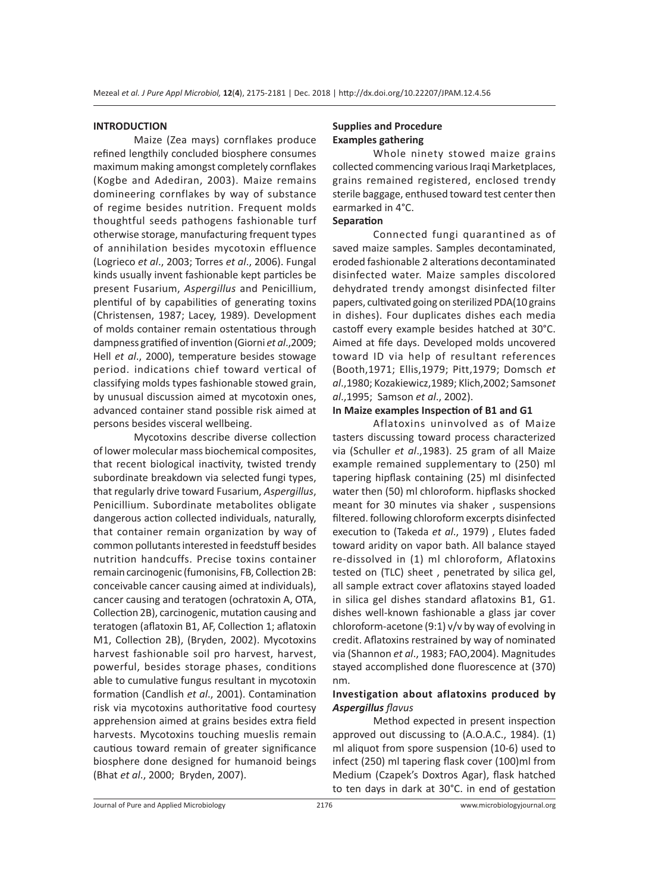## INTRODUCTION

Maize (Zea mays) cornflakes produce refined lengthily concluded biosphere consumes maximum making amongst completely cornflakes (Kogbe and Adediran, 2003). Maize remains domineering cornflakes by way of substance of regime besides nutrition. Frequent molds thoughtful seeds pathogens fashionable turf otherwise storage, manufacturing frequent types of annihilation besides mycotoxin effluence (Logrieco *et al*., 2003; Torres *et al*., 2006). Fungal kinds usually invent fashionable kept particles be present Fusarium, *Aspergillus* and Penicillium, plentiful of by capabilities of generating toxins (Christensen, 1987; Lacey, 1989). Development of molds container remain ostentatious through dampness gratified of invention (Giorni *et al*.,2009; Hell *et al*., 2000), temperature besides stowage period. indications chief toward vertical of classifying molds types fashionable stowed grain, by unusual discussion aimed at mycotoxin ones, advanced container stand possible risk aimed at persons besides visceral wellbeing.

Mycotoxins describe diverse collection of lower molecular mass biochemical composites, that recent biological inactivity, twisted trendy subordinate breakdown via selected fungi types, that regularly drive toward Fusarium, *Aspergillus*, Penicillium. Subordinate metabolites obligate dangerous action collected individuals, naturally, that container remain organization by way of common pollutants interested in feedstuff besides nutrition handcuffs. Precise toxins container remain carcinogenic (fumonisins, FB, Collection 2B: conceivable cancer causing aimed at individuals), cancer causing and teratogen (ochratoxin A, OTA, Collection 2B), carcinogenic, mutation causing and teratogen (aflatoxin B1, AF, Collection 1; aflatoxin M1, Collection 2B), (Bryden, 2002). Mycotoxins harvest fashionable soil pro harvest, harvest, powerful, besides storage phases, conditions able to cumulative fungus resultant in mycotoxin formation (Candlish *et al*., 2001). Contamination risk via mycotoxins authoritative food courtesy apprehension aimed at grains besides extra field harvests. Mycotoxins touching mueslis remain cautious toward remain of greater significance biosphere done designed for humanoid beings (Bhat *et al*., 2000; Bryden, 2007).

## Supplies and Procedure

### Examples gathering

Whole ninety stowed maize grains collected commencing various Iraqi Marketplaces, grains remained registered, enclosed trendy sterile baggage, enthused toward test center then earmarked in 4°C.

### Separation

Connected fungi quarantined as of saved maize samples. Samples decontaminated, eroded fashionable 2 alterations decontaminated disinfected water. Maize samples discolored dehydrated trendy amongst disinfected filter papers, cultivated going on sterilized PDA(10 grains in dishes). Four duplicates dishes each media castoff every example besides hatched at 30°C. Aimed at fife days. Developed molds uncovered toward ID via help of resultant references (Booth,1971; Ellis,1979; Pitt,1979; Domsch *et al*.,1980; Kozakiewicz,1989; Klich,2002; Samson*et al*.,1995; Samson *et al*., 2002).

### In Maize examples Inspection of B1 and G1

Aflatoxins uninvolved as of Maize tasters discussing toward process characterized via (Schuller *et al*.,1983). 25 gram of all Maize example remained supplementary to (250) ml tapering hipflask containing (25) ml disinfected water then (50) ml chloroform. hipflasks shocked meant for 30 minutes via shaker , suspensions filtered. following chloroform excerpts disinfected execution to (Takeda *et al*., 1979) , Elutes faded toward aridity on vapor bath. All balance stayed re-dissolved in (1) ml chloroform, Aflatoxins tested on (TLC) sheet , penetrated by silica gel, all sample extract cover aflatoxins stayed loaded in silica gel dishes standard aflatoxins B1, G1. dishes well-known fashionable a glass jar cover chloroform-acetone (9:1) v/v by way of evolving in credit. Aflatoxins restrained by way of nominated via (Shannon *et al*., 1983; FAO,2004). Magnitudes stayed accomplished done fluorescence at (370) nm.

### Investigation about aflatoxins produced by *Aspergillus flavus*

Method expected in present inspection approved out discussing to (A.O.A.C., 1984). (1) ml aliquot from spore suspension ($10^{-6}$) used to infect (250) ml tapering flask cover (100)ml from Medium (Czapek's Doxtros Agar), flask hatched to ten days in dark at 30°C. in end of gestation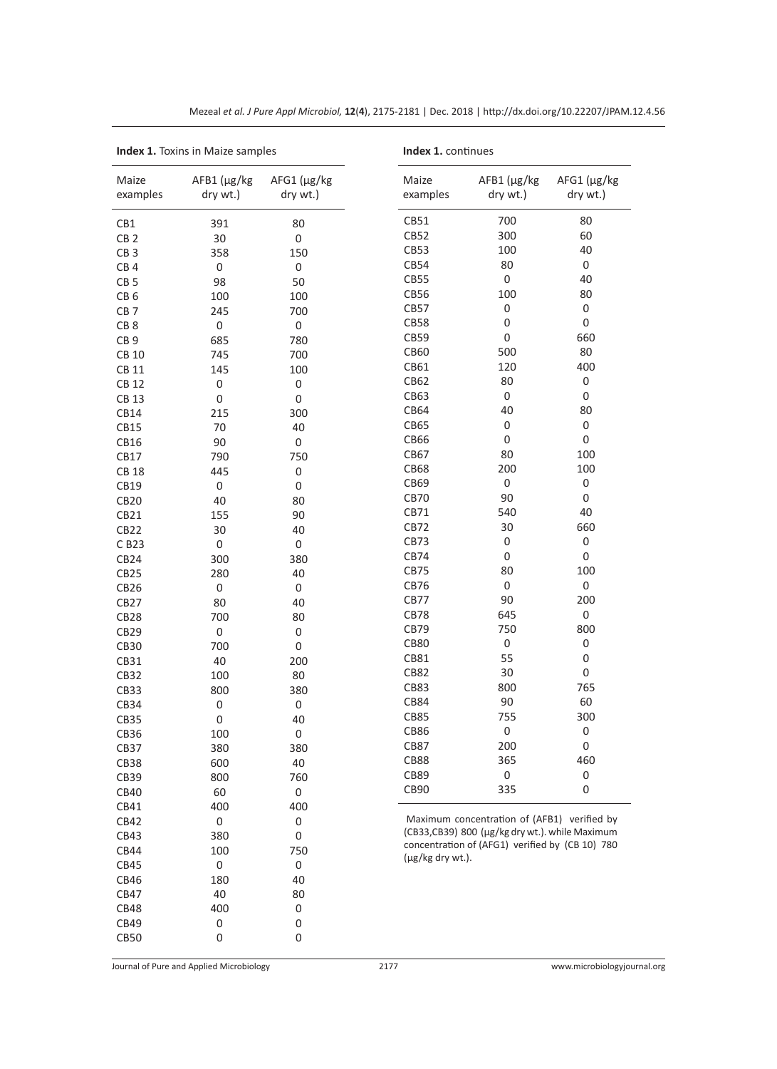**Index 1.** Toxins in Maize samples

| Maize examples | AFB1 (μg/kg dry wt.) | AFG1 (μg/kg dry wt.) |
|---|---|---|
| CB1 | 391 | 80 |
| CB 2 | 30 | 0 |
| CB 3 | 358 | 150 |
| CB 4 | 0 | 0 |
| CB 5 | 98 | 50 |
| CB 6 | 100 | 100 |
| CB 7 | 245 | 700 |
| CB 8 | 0 | 0 |
| CB 9 | 685 | 780 |
| CB 10 | 745 | 700 |
| CB 11 | 145 | 100 |
| CB 12 | 0 | 0 |
| CB 13 | 0 | 0 |
| CB14 | 215 | 300 |
| CB15 | 70 | 40 |
| CB16 | 90 | 0 |
| CB17 | 790 | 750 |
| CB 18 | 445 | 0 |
| CB19 | 0 | 0 |
| CB20 | 40 | 80 |
| CB21 | 155 | 90 |
| CB22 | 30 | 40 |
| C B23 | 0 | 0 |
| CB24 | 300 | 380 |
| CB25 | 280 | 40 |
| CB26 | 0 | 0 |
| CB27 | 80 | 40 |
| CB28 | 700 | 80 |
| CB29 | 0 | 0 |
| CB30 | 700 | 0 |
| CB31 | 40 | 200 |
| CB32 | 100 | 80 |
| CB33 | 800 | 380 |
| CB34 | 0 | 0 |
| CB35 | 0 | 40 |
| CB36 | 100 | 0 |
| CB37 | 380 | 380 |
| CB38 | 600 | 40 |
| CB39 | 800 | 760 |
| CB40 | 60 | 0 |
| CB41 | 400 | 400 |
| CB42 | 0 | 0 |
| CB43 | 380 | 0 |
| CB44 | 100 | 750 |
| CB45 | 0 | 0 |
| CB46 | 180 | 40 |
| CB47 | 40 | 80 |
| CB48 | 400 | 0 |
| CB49 | 0 | 0 |
| CB50 | 0 | 0 |
| CB51 | 700 | 80 |
| CB52 | 300 | 60 |
| CB53 | 100 | 40 |
| CB54 | 80 | 0 |
| CB55 | 0 | 40 |
| CB56 | 100 | 80 |
| CB57 | 0 | 0 |
| CB58 | 0 | 0 |
| CB59 | 0 | 660 |
| CB60 | 500 | 80 |
| CB61 | 120 | 400 |
| CB62 | 80 | 0 |
| CB63 | 0 | 0 |
| CB64 | 40 | 80 |
| CB65 | 0 | 0 |
| CB66 | 0 | 0 |
| CB67 | 80 | 100 |
| CB68 | 200 | 100 |
| CB69 | 0 | 0 |
| CB70 | 90 | 0 |
| CB71 | 540 | 40 |
| CB72 | 30 | 660 |
| CB73 | 0 | 0 |
| CB74 | 0 | 0 |
| CB75 | 80 | 100 |
| CB76 | 0 | 0 |
| CB77 | 90 | 200 |
| CB78 | 645 | 0 |
| CB79 | 750 | 800 |
| CB80 | 0 | 0 |
| CB81 | 55 | 0 |
| CB82 | 30 | 0 |
| CB83 | 800 | 765 |
| CB84 | 90 | 60 |
| CB85 | 755 | 300 |
| CB86 | 0 | 0 |
| CB87 | 200 | 0 |
| CB88 | 365 | 460 |
| CB89 | 0 | 0 |
| CB90 | 335 | 0 |

Maximum concentration of (AFB1) verified by (CB33,CB39) 800 (μg/kg dry wt.). while Maximum concentration of (AFG1) verified by (CB 10) 780 (μg/kg dry wt.).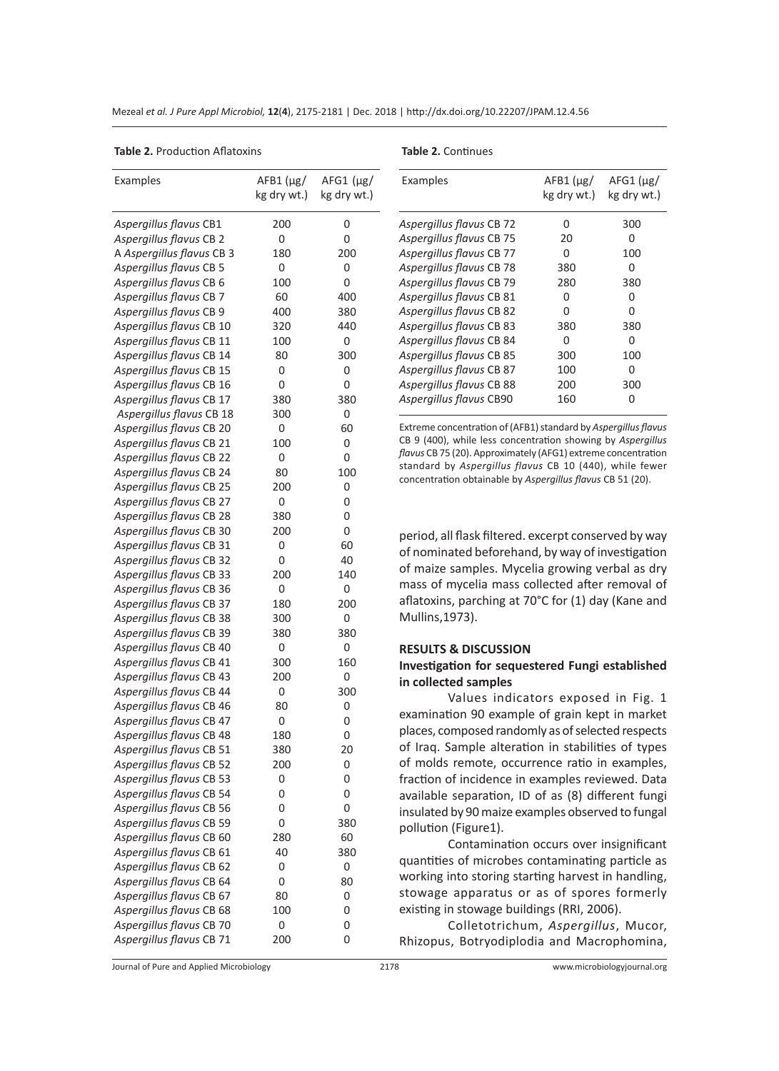**Table 2.** Production Aflatoxins

| Examples | AFB1 (µg/ kg dry wt.) | AFG1 (µg/ kg dry wt.) |
|---|---|---|
| *Aspergillus flavus* CB1 | 200 | 0 |
| *Aspergillus flavus* CB 2 | 0 | 0 |
| A *Aspergillus flavus* CB 3 | 180 | 200 |
| *Aspergillus flavus* CB 5 | 0 | 0 |
| *Aspergillus flavus* CB 6 | 100 | 0 |
| *Aspergillus flavus* CB 7 | 60 | 400 |
| *Aspergillus flavus* CB 9 | 400 | 380 |
| *Aspergillus flavus* CB 10 | 320 | 440 |
| *Aspergillus flavus* CB 11 | 100 | 0 |
| *Aspergillus flavus* CB 14 | 80 | 300 |
| *Aspergillus flavus* CB 15 | 0 | 0 |
| *Aspergillus flavus* CB 16 | 0 | 0 |
| *Aspergillus flavus* CB 17 | 380 | 380 |
| *Aspergillus flavus* CB 18 | 300 | 0 |
| *Aspergillus flavus* CB 20 | 0 | 60 |
| *Aspergillus flavus* CB 21 | 100 | 0 |
| *Aspergillus flavus* CB 22 | 0 | 0 |
| *Aspergillus flavus* CB 24 | 80 | 100 |
| *Aspergillus flavus* CB 25 | 200 | 0 |
| *Aspergillus flavus* CB 27 | 0 | 0 |
| *Aspergillus flavus* CB 28 | 380 | 0 |
| *Aspergillus flavus* CB 30 | 200 | 0 |
| *Aspergillus flavus* CB 31 | 0 | 60 |
| *Aspergillus flavus* CB 32 | 0 | 40 |
| *Aspergillus flavus* CB 33 | 200 | 140 |
| *Aspergillus flavus* CB 36 | 0 | 0 |
| *Aspergillus flavus* CB 37 | 180 | 200 |
| *Aspergillus flavus* CB 38 | 300 | 0 |
| *Aspergillus flavus* CB 39 | 380 | 380 |
| *Aspergillus flavus* CB 40 | 0 | 0 |
| *Aspergillus flavus* CB 41 | 300 | 160 |
| *Aspergillus flavus* CB 43 | 200 | 0 |
| *Aspergillus flavus* CB 44 | 0 | 300 |
| *Aspergillus flavus* CB 46 | 80 | 0 |
| *Aspergillus flavus* CB 47 | 0 | 0 |
| *Aspergillus flavus* CB 48 | 180 | 0 |
| *Aspergillus flavus* CB 51 | 380 | 20 |
| *Aspergillus flavus* CB 52 | 200 | 0 |
| *Aspergillus flavus* CB 53 | 0 | 0 |
| *Aspergillus flavus* CB 54 | 0 | 0 |
| *Aspergillus flavus* CB 56 | 0 | 0 |
| *Aspergillus flavus* CB 59 | 0 | 380 |
| *Aspergillus flavus* CB 60 | 280 | 60 |
| *Aspergillus flavus* CB 61 | 40 | 380 |
| *Aspergillus flavus* CB 62 | 0 | 0 |
| *Aspergillus flavus* CB 64 | 0 | 80 |
| *Aspergillus flavus* CB 67 | 80 | 0 |
| *Aspergillus flavus* CB 68 | 100 | 0 |
| *Aspergillus flavus* CB 70 | 0 | 0 |
| *Aspergillus flavus* CB 71 | 200 | 0 |
| *Aspergillus flavus* CB 72 | 0 | 300 |
| *Aspergillus flavus* CB 75 | 20 | 0 |
| *Aspergillus flavus* CB 77 | 0 | 100 |
| *Aspergillus flavus* CB 78 | 380 | 0 |
| *Aspergillus flavus* CB 79 | 280 | 380 |
| *Aspergillus flavus* CB 81 | 0 | 0 |
| *Aspergillus flavus* CB 82 | 0 | 0 |
| *Aspergillus flavus* CB 83 | 380 | 380 |
| *Aspergillus flavus* CB 84 | 0 | 0 |
| *Aspergillus flavus* CB 85 | 300 | 100 |
| *Aspergillus flavus* CB 87 | 100 | 0 |
| *Aspergillus flavus* CB 88 | 200 | 300 |
| *Aspergillus flavus* CB90 | 160 | 0 |

Extreme concentration of (AFB1) standard by *Aspergillus flavus* CB 9 (400), while less concentration showing by *Aspergillus flavus* CB 75 (20). Approximately (AFG1) extreme concentration standard by *Aspergillus flavus* CB 10 (440), while fewer concentration obtainable by *Aspergillus flavus* CB 51 (20).

period, all flask filtered. excerpt conserved by way of nominated beforehand, by way of investigation of maize samples. Mycelia growing verbal as dry mass of mycelia mass collected after removal of aflatoxins, parching at 70°C for (1) day (Kane and Mullins,1973).

## RESULTS & DISCUSSION

### Investigation for sequestered Fungi established in collected samples

Values indicators exposed in Fig. 1 examination 90 example of grain kept in market places, composed randomly as of selected respects of Iraq. Sample alteration in stabilities of types of molds remote, occurrence ratio in examples, fraction of incidence in examples reviewed. Data available separation, ID of as (8) different fungi insulated by 90 maize examples observed to fungal pollution (Figure1).

Contamination occurs over insignificant quantities of microbes contaminating particle as working into storing starting harvest in handling, stowage apparatus or as of spores formerly existing in stowage buildings (RRI, 2006).

Colletotrichum, *Aspergillus*, Mucor, Rhizopus, Botryodiplodia and Macrophomina,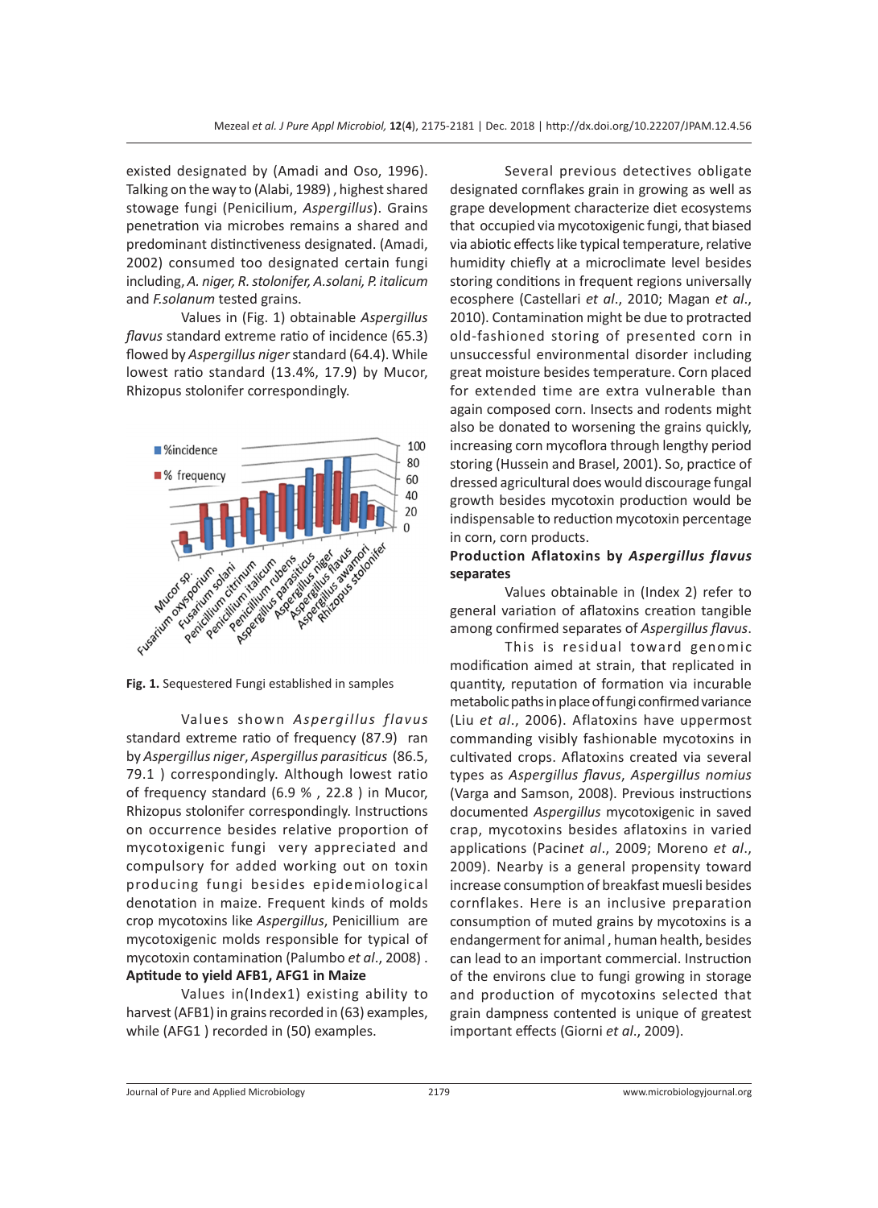existed designated by (Amadi and Oso, 1996). Talking on the way to (Alabi, 1989) , highest shared stowage fungi (Penicilium, *Aspergillus*). Grains penetration via microbes remains a shared and predominant distinctiveness designated. (Amadi, 2002) consumed too designated certain fungi including, *A. niger, R. stolonifer, A.solani, P. italicum* and *F.solanum* tested grains.

Values in (Fig. 1) obtainable *Aspergillus flavus* standard extreme ratio of incidence (65.3) flowed by *Aspergillus niger* standard (64.4). While lowest ratio standard (13.4%, 17.9) by Mucor, Rhizopus stolonifer correspondingly.

**Fig. 1.** Sequestered Fungi established in samples

Values shown *Aspergillus flavus* standard extreme ratio of frequency (87.9) ran by *Aspergillus niger*, *Aspergillus parasiticus* (86.5, 79.1 ) correspondingly. Although lowest ratio of frequency standard (6.9 % , 22.8 ) in Mucor, Rhizopus stolonifer correspondingly. Instructions on occurrence besides relative proportion of mycotoxigenic fungi very appreciated and compulsory for added working out on toxin producing fungi besides epidemiological denotation in maize. Frequent kinds of molds crop mycotoxins like *Aspergillus*, Penicillium are mycotoxigenic molds responsible for typical of mycotoxin contamination (Palumbo *et al*., 2008) .

**Aptitude to yield AFB1, AFG1 in Maize**

Values in(Index1) existing ability to harvest (AFB1) in grains recorded in (63) examples, while (AFG1 ) recorded in (50) examples.

Several previous detectives obligate designated cornflakes grain in growing as well as grape development characterize diet ecosystems that occupied via mycotoxigenic fungi, that biased via abiotic effects like typical temperature, relative humidity chiefly at a microclimate level besides storing conditions in frequent regions universally ecosphere (Castellari *et al*., 2010; Magan *et al*., 2010). Contamination might be due to protracted old-fashioned storing of presented corn in unsuccessful environmental disorder including great moisture besides temperature. Corn placed for extended time are extra vulnerable than again composed corn. Insects and rodents might also be donated to worsening the grains quickly, increasing corn mycoflora through lengthy period storing (Hussein and Brasel, 2001). So, practice of dressed agricultural does would discourage fungal growth besides mycotoxin production would be indispensable to reduction mycotoxin percentage in corn, corn products.

**Production Aflatoxins by *Aspergillus flavus* separates**

Values obtainable in (Index 2) refer to general variation of aflatoxins creation tangible among confirmed separates of *Aspergillus flavus*.

This is residual toward genomic modification aimed at strain, that replicated in quantity, reputation of formation via incurable metabolic paths in place of fungi confirmed variance (Liu *et al*., 2006). Aflatoxins have uppermost commanding visibly fashionable mycotoxins in cultivated crops. Aflatoxins created via several types as *Aspergillus flavus*, *Aspergillus nomius* (Varga and Samson, 2008). Previous instructions documented *Aspergillus* mycotoxigenic in saved crap, mycotoxins besides aflatoxins in varied applications (Pacin*et al*., 2009; Moreno *et al*., 2009). Nearby is a general propensity toward increase consumption of breakfast muesli besides cornflakes. Here is an inclusive preparation consumption of muted grains by mycotoxins is a endangerment for animal , human health, besides can lead to an important commercial. Instruction of the environs clue to fungi growing in storage and production of mycotoxins selected that grain dampness contented is unique of greatest important effects (Giorni *et al*., 2009).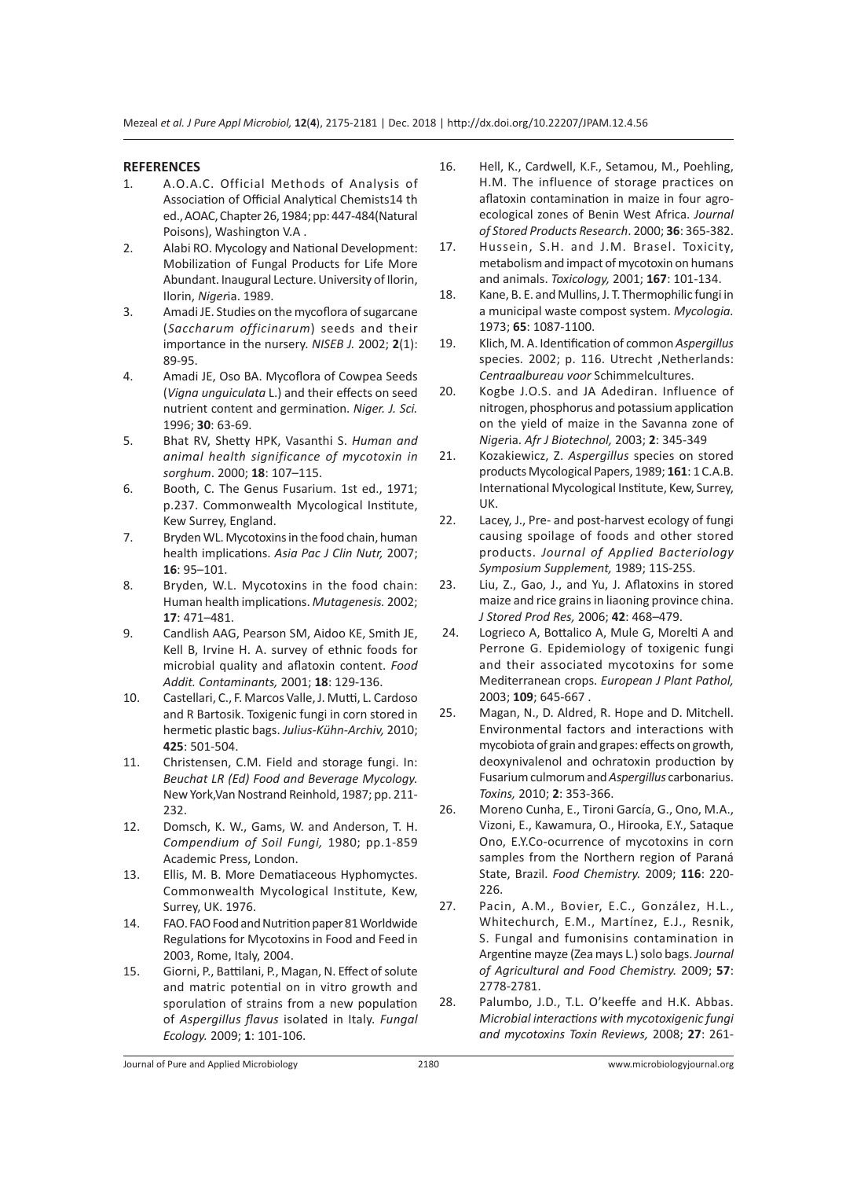## REFERENCES

1. A.O.A.C. Official Methods of Analysis of Association of Official Analytical Chemists14 th ed., AOAC, Chapter 26, 1984; pp: 447-484(Natural Poisons), Washington V.A .
2. Alabi RO. Mycology and National Development: Mobilization of Fungal Products for Life More Abundant. Inaugural Lecture. University of Ilorin, Ilorin, *Niger*ia. 1989.
3. Amadi JE. Studies on the mycoflora of sugarcane (*Saccharum officinarum*) seeds and their importance in the nursery. *NISEB J.* 2002; **2**(1): 89-95.
4. Amadi JE, Oso BA. Mycoflora of Cowpea Seeds (*Vigna unguiculata* L.) and their effects on seed nutrient content and germination. *Niger. J. Sci.* 1996; **30**: 63-69.
5. Bhat RV, Shetty HPK, Vasanthi S. *Human and animal health significance of mycotoxin in sorghum*. 2000; **18**: 107–115.
6. Booth, C. The Genus Fusarium. 1st ed., 1971; p.237. Commonwealth Mycological Institute, Kew Surrey, England.
7. Bryden WL. Mycotoxins in the food chain, human health implications. *Asia Pac J Clin Nutr,* 2007; **16**: 95–101.
8. Bryden, W.L. Mycotoxins in the food chain: Human health implications. *Mutagenesis.* 2002; **17**: 471–481.
9. Candlish AAG, Pearson SM, Aidoo KE, Smith JE, Kell B, Irvine H. A. survey of ethnic foods for microbial quality and aflatoxin content. *Food Addit. Contaminants,* 2001; **18**: 129-136.
10. Castellari, C., F. Marcos Valle, J. Mutti, L. Cardoso and R Bartosik. Toxigenic fungi in corn stored in hermetic plastic bags. *Julius-Kühn-Archiv,* 2010; **425**: 501-504.
11. Christensen, C.M. Field and storage fungi. In: *Beuchat LR (Ed) Food and Beverage Mycology.* New York,Van Nostrand Reinhold, 1987; pp. 211-232.
12. Domsch, K. W., Gams, W. and Anderson, T. H. *Compendium of Soil Fungi,* 1980; pp.1-859 Academic Press, London.
13. Ellis, M. B. More Dematiaceous Hyphomyctes. Commonwealth Mycological Institute, Kew, Surrey, UK. 1976.
14. FAO. FAO Food and Nutrition paper 81 Worldwide Regulations for Mycotoxins in Food and Feed in 2003, Rome, Italy, 2004.
15. Giorni, P., Battilani, P., Magan, N. Effect of solute and matric potential on in vitro growth and sporulation of strains from a new population of *Aspergillus flavus* isolated in Italy. *Fungal Ecology.* 2009; **1**: 101-106.
16. Hell, K., Cardwell, K.F., Setamou, M., Poehling, H.M. The influence of storage practices on aflatoxin contamination in maize in four agro-ecological zones of Benin West Africa. *Journal of Stored Products Research*. 2000; **36**: 365-382.
17. Hussein, S.H. and J.M. Brasel. Toxicity, metabolism and impact of mycotoxin on humans and animals. *Toxicology,* 2001; **167**: 101-134.
18. Kane, B. E. and Mullins, J. T. Thermophilic fungi in a municipal waste compost system. *Mycologia.* 1973; **65**: 1087-1100.
19. Klich, M. A. Identification of common *Aspergillus* species. 2002; p. 116. Utrecht ,Netherlands: *Centraalbureau voor* Schimmelcultures.
20. Kogbe J.O.S. and JA Adediran. Influence of nitrogen, phosphorus and potassium application on the yield of maize in the Savanna zone of *Niger*ia. *Afr J Biotechnol,* 2003; **2**: 345-349
21. Kozakiewicz, Z. *Aspergillus* species on stored products Mycological Papers, 1989; **161**: 1 C.A.B. International Mycological Institute, Kew, Surrey, UK.
22. Lacey, J., Pre- and post-harvest ecology of fungi causing spoilage of foods and other stored products. *Journal of Applied Bacteriology Symposium Supplement,* 1989; 11S-25S.
23. Liu, Z., Gao, J., and Yu, J. Aflatoxins in stored maize and rice grains in liaoning province china. *J Stored Prod Res,* 2006; **42**: 468–479.
24. Logrieco A, Bottalico A, Mule G, Morelti A and Perrone G. Epidemiology of toxigenic fungi and their associated mycotoxins for some Mediterranean crops. *European J Plant Pathol,* 2003; **109**; 645-667 .
25. Magan, N., D. Aldred, R. Hope and D. Mitchell. Environmental factors and interactions with mycobiota of grain and grapes: effects on growth, deoxynivalenol and ochratoxin production by Fusarium culmorum and *Aspergillus* carbonarius. *Toxins,* 2010; **2**: 353-366.
26. Moreno Cunha, E., Tironi García, G., Ono, M.A., Vizoni, E., Kawamura, O., Hirooka, E.Y., Sataque Ono, E.Y.Co-ocurrence of mycotoxins in corn samples from the Northern region of Paraná State, Brazil. *Food Chemistry.* 2009; **116**: 220-226.
27. Pacin, A.M., Bovier, E.C., González, H.L., Whitechurch, E.M., Martínez, E.J., Resnik, S. Fungal and fumonisins contamination in Argentine mayze (Zea mays L.) solo bags. *Journal of Agricultural and Food Chemistry.* 2009; **57**: 2778-2781.
28. Palumbo, J.D., T.L. O'keeffe and H.K. Abbas. *Microbial interactions with mycotoxigenic fungi and mycotoxins Toxin Reviews,* 2008; **27**: 261-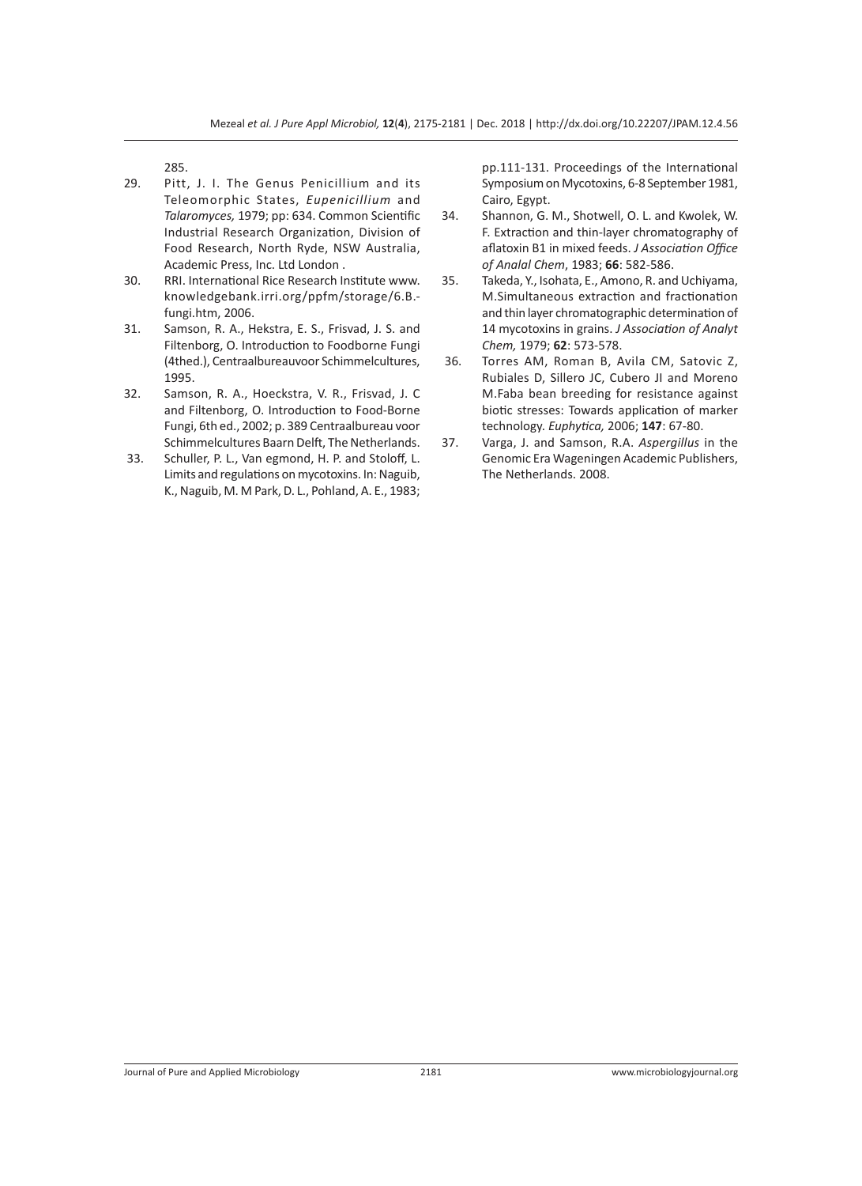285.

29. Pitt, J. I. The Genus Penicillium and its Teleomorphic States, *Eupenicillium* and *Talaromyces,* 1979; pp: 634. Common Scientific Industrial Research Organization, Division of Food Research, North Ryde, NSW Australia, Academic Press, Inc. Ltd London .
30. RRI. International Rice Research Institute www. knowledgebank.irri.org/ppfm/storage/6.B.-fungi.htm, 2006.
31. Samson, R. A., Hekstra, E. S., Frisvad, J. S. and Filtenborg, O. Introduction to Foodborne Fungi (4thed.), Centraalbureauvoor Schimmelcultures, 1995.
32. Samson, R. A., Hoeckstra, V. R., Frisvad, J. C and Filtenborg, O. Introduction to Food-Borne Fungi, 6th ed., 2002; p. 389 Centraalbureau voor Schimmelcultures Baarn Delft, The Netherlands.
33. Schuller, P. L., Van egmond, H. P. and Stoloff, L. Limits and regulations on mycotoxins. In: Naguib, K., Naguib, M. M Park, D. L., Pohland, A. E., 1983; pp.111-131. Proceedings of the International Symposium on Mycotoxins, 6-8 September 1981, Cairo, Egypt.
34. Shannon, G. M., Shotwell, O. L. and Kwolek, W. F. Extraction and thin-layer chromatography of aflatoxin B1 in mixed feeds. *J Association Office of Analal Chem*, 1983; **66**: 582-586.
35. Takeda, Y., Isohata, E., Amono, R. and Uchiyama, M.Simultaneous extraction and fractionation and thin layer chromatographic determination of 14 mycotoxins in grains. *J Association of Analyt Chem,* 1979; **62**: 573-578.
36. Torres AM, Roman B, Avila CM, Satovic Z, Rubiales D, Sillero JC, Cubero JI and Moreno M.Faba bean breeding for resistance against biotic stresses: Towards application of marker technology. *Euphytica,* 2006; **147**: 67-80.
37. Varga, J. and Samson, R.A. *Aspergillus* in the Genomic Era Wageningen Academic Publishers, The Netherlands. 2008.